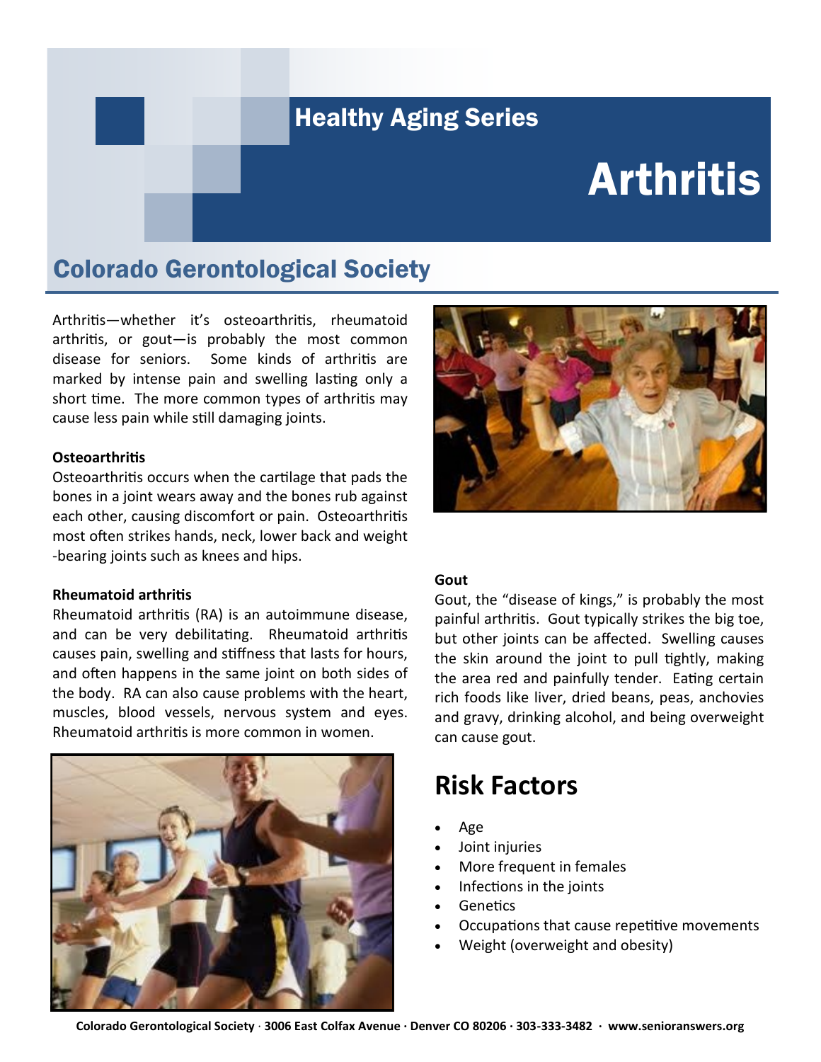Healthy Aging Series

# Arthritis

## Colorado Gerontological Society

Arthritis—whether it's osteoarthritis, rheumatoid arthritis, or gout—is probably the most common disease for seniors. Some kinds of arthritis are marked by intense pain and swelling lasting only a short time. The more common types of arthritis may cause less pain while still damaging joints.

**Osteoarthritis**

Osteoarthritis occurs when the cartilage that pads the bones in a joint wears away and the bones rub against each other, causing discomfort or pain. Osteoarthritis most often strikes hands, neck, lower back and weight-bearing joints such as knees and hips.

**Rheumatoid arthritis**

Rheumatoid arthritis (RA) is an autoimmune disease, and can be very debilitating. Rheumatoid arthritis causes pain, swelling and stiffness that lasts for hours, and often happens in the same joint on both sides of the body. RA can also cause problems with the heart, muscles, blood vessels, nervous system and eyes. Rheumatoid arthritis is more common in women.

**Gout**

Gout, the "disease of kings," is probably the most painful arthritis. Gout typically strikes the big toe, but other joints can be affected. Swelling causes the skin around the joint to pull tightly, making the area red and painfully tender. Eating certain rich foods like liver, dried beans, peas, anchovies and gravy, drinking alcohol, and being overweight can cause gout.

## Risk Factors

- Age
- Joint injuries
- More frequent in females
- Infections in the joints
- Genetics
- Occupations that cause repetitive movements
- Weight (overweight and obesity)

Colorado Gerontological Society · 3006 East Colfax Avenue · Denver CO 80206 · 303-333-3482 · www.senioranswers.org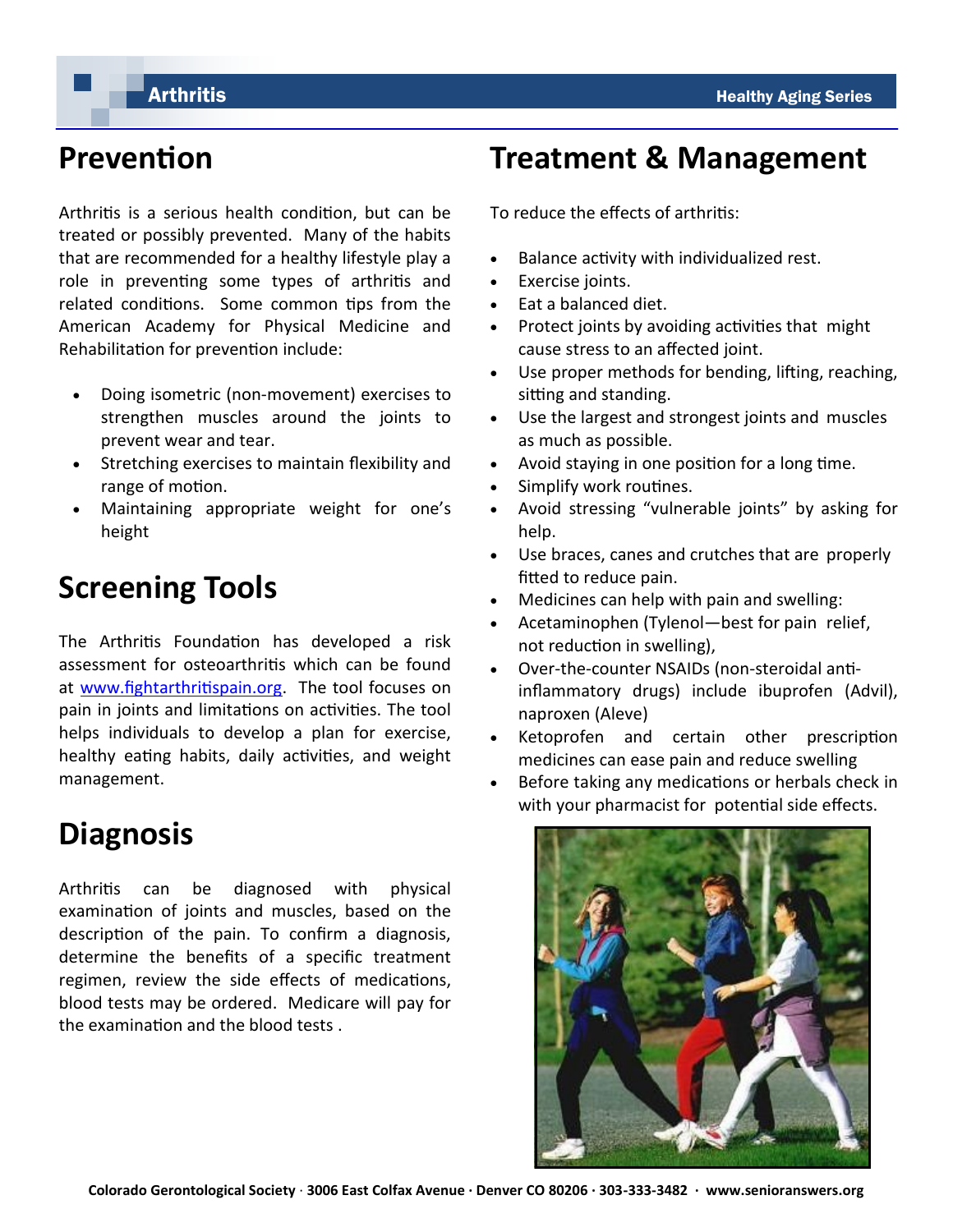## Prevention

Arthritis is a serious health condition, but can be treated or possibly prevented. Many of the habits that are recommended for a healthy lifestyle play a role in preventing some types of arthritis and related conditions. Some common tips from the American Academy for Physical Medicine and Rehabilitation for prevention include:

- Doing isometric (non-movement) exercises to strengthen muscles around the joints to prevent wear and tear.
- Stretching exercises to maintain flexibility and range of motion.
- Maintaining appropriate weight for one's height

## Screening Tools

The Arthritis Foundation has developed a risk assessment for osteoarthritis which can be found at [www.fightarthritispain.org](http://www.fightarthritispain.org). The tool focuses on pain in joints and limitations on activities. The tool helps individuals to develop a plan for exercise, healthy eating habits, daily activities, and weight management.

## Diagnosis

Arthritis can be diagnosed with physical examination of joints and muscles, based on the description of the pain. To confirm a diagnosis, determine the benefits of a specific treatment regimen, review the side effects of medications, blood tests may be ordered. Medicare will pay for the examination and the blood tests .

## Treatment & Management

To reduce the effects of arthritis:

- Balance activity with individualized rest.
- Exercise joints.
- Eat a balanced diet.
- Protect joints by avoiding activities that might cause stress to an affected joint.
- Use proper methods for bending, lifting, reaching, sitting and standing.
- Use the largest and strongest joints and muscles as much as possible.
- Avoid staying in one position for a long time.
- Simplify work routines.
- Avoid stressing "vulnerable joints" by asking for help.
- Use braces, canes and crutches that are properly fitted to reduce pain.
- Medicines can help with pain and swelling:
- Acetaminophen (Tylenol—best for pain relief, not reduction in swelling),
- Over-the-counter NSAIDs (non-steroidal anti-inflammatory drugs) include ibuprofen (Advil), naproxen (Aleve)
- Ketoprofen and certain other prescription medicines can ease pain and reduce swelling
- Before taking any medications or herbals check in with your pharmacist for potential side effects.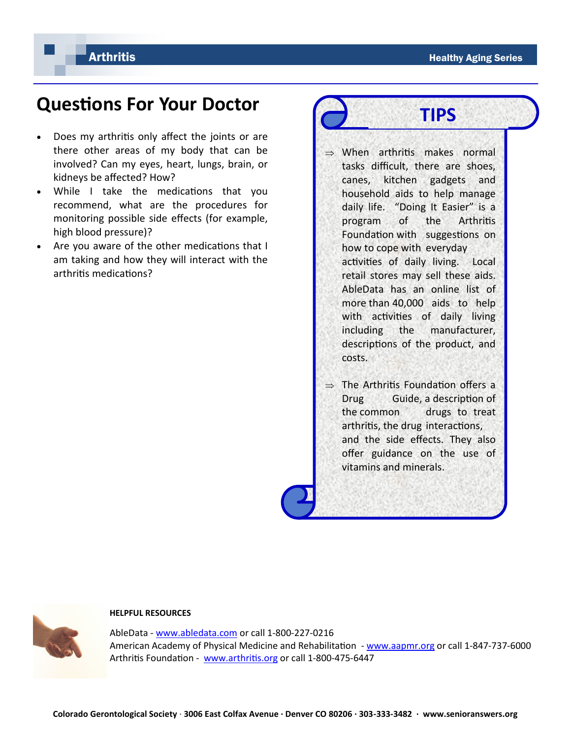## Questions For Your Doctor

- Does my arthritis only affect the joints or are there other areas of my body that can be involved? Can my eyes, heart, lungs, brain, or kidneys be affected? How?
- While I take the medications that you recommend, what are the procedures for monitoring possible side effects (for example, high blood pressure)?
- Are you aware of the other medications that I am taking and how they will interact with the arthritis medications?

## TIPS

⇒ When arthritis makes normal tasks difficult, there are shoes, canes, kitchen gadgets and household aids to help manage daily life. "Doing It Easier" is a program of the Arthritis Foundation with suggestions on how to cope with everyday activities of daily living. Local retail stores may sell these aids. AbleData has an online list of more than 40,000 aids to help with activities of daily living including the manufacturer, descriptions of the product, and costs.

⇒ The Arthritis Foundation offers a Drug Guide, a description of the common drugs to treat arthritis, the drug interactions, and the side effects. They also offer guidance on the use of vitamins and minerals.

**HELPFUL RESOURCES**

AbleData - www.abledata.com or call 1-800-227-0216
American Academy of Physical Medicine and Rehabilitation - www.aapmr.org or call 1-847-737-6000
Arthritis Foundation - www.arthritis.org or call 1-800-475-6447

**Colorado Gerontological Society · 3006 East Colfax Avenue · Denver CO 80206 · 303-333-3482 · www.senioranswers.org**